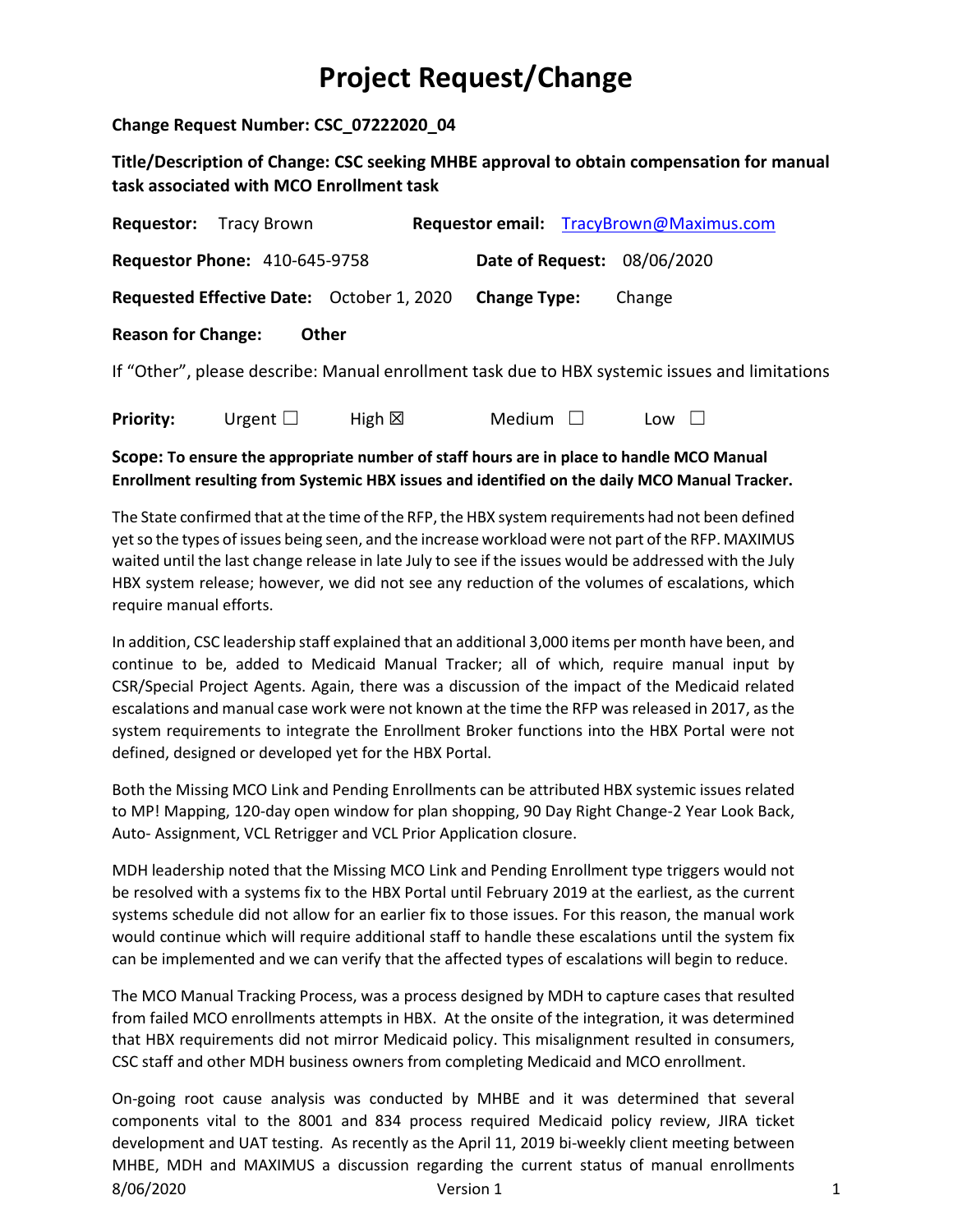# Project Request/Change

**Change Request Number: CSC_07222020_04**

**Title/Description of Change: CSC seeking MHBE approval to obtain compensation for manual task associated with MCO Enrollment task**

**Requestor:** Tracy Brown **Requestor email:** TracyBrown@Maximus.com

**Requestor Phone:** 410-645-9758 **Date of Request:** 08/06/2020

**Requested Effective Date:** October 1, 2020 **Change Type:** Change

**Reason for Change:** **Other**

If "Other", please describe: Manual enrollment task due to HBX systemic issues and limitations

**Priority:** Urgent ☐ High ☒ Medium ☐ Low ☐

**Scope: To ensure the appropriate number of staff hours are in place to handle MCO Manual Enrollment resulting from Systemic HBX issues and identified on the daily MCO Manual Tracker.**

The State confirmed that at the time of the RFP, the HBX system requirements had not been defined yet so the types of issues being seen, and the increase workload were not part of the RFP. MAXIMUS waited until the last change release in late July to see if the issues would be addressed with the July HBX system release; however, we did not see any reduction of the volumes of escalations, which require manual efforts.

In addition, CSC leadership staff explained that an additional 3,000 items per month have been, and continue to be, added to Medicaid Manual Tracker; all of which, require manual input by CSR/Special Project Agents. Again, there was a discussion of the impact of the Medicaid related escalations and manual case work were not known at the time the RFP was released in 2017, as the system requirements to integrate the Enrollment Broker functions into the HBX Portal were not defined, designed or developed yet for the HBX Portal.

Both the Missing MCO Link and Pending Enrollments can be attributed HBX systemic issues related to MP! Mapping, 120-day open window for plan shopping, 90 Day Right Change-2 Year Look Back, Auto- Assignment, VCL Retrigger and VCL Prior Application closure.

MDH leadership noted that the Missing MCO Link and Pending Enrollment type triggers would not be resolved with a systems fix to the HBX Portal until February 2019 at the earliest, as the current systems schedule did not allow for an earlier fix to those issues. For this reason, the manual work would continue which will require additional staff to handle these escalations until the system fix can be implemented and we can verify that the affected types of escalations will begin to reduce.

The MCO Manual Tracking Process, was a process designed by MDH to capture cases that resulted from failed MCO enrollments attempts in HBX. At the onsite of the integration, it was determined that HBX requirements did not mirror Medicaid policy. This misalignment resulted in consumers, CSC staff and other MDH business owners from completing Medicaid and MCO enrollment.

On-going root cause analysis was conducted by MHBE and it was determined that several components vital to the 8001 and 834 process required Medicaid policy review, JIRA ticket development and UAT testing. As recently as the April 11, 2019 bi-weekly client meeting between MHBE, MDH and MAXIMUS a discussion regarding the current status of manual enrollments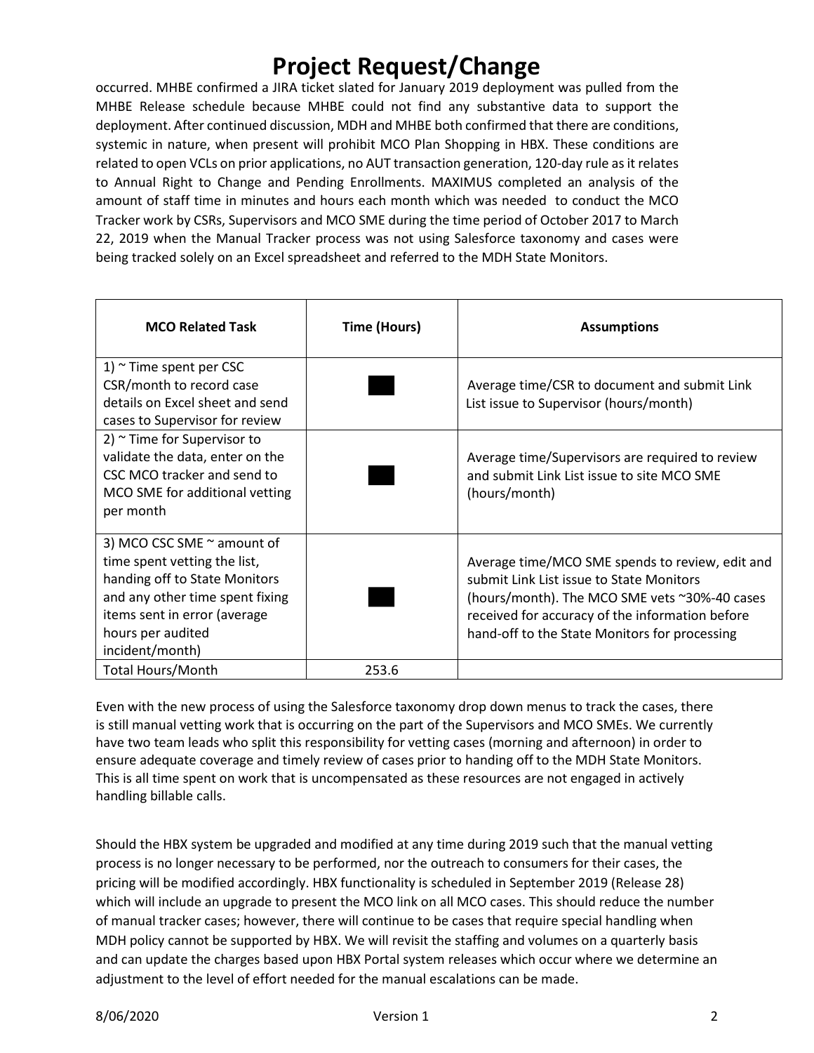# Project Request/Change

occurred. MHBE confirmed a JIRA ticket slated for January 2019 deployment was pulled from the MHBE Release schedule because MHBE could not find any substantive data to support the deployment. After continued discussion, MDH and MHBE both confirmed that there are conditions, systemic in nature, when present will prohibit MCO Plan Shopping in HBX. These conditions are related to open VCLs on prior applications, no AUT transaction generation, 120-day rule as it relates to Annual Right to Change and Pending Enrollments. MAXIMUS completed an analysis of the amount of staff time in minutes and hours each month which was needed to conduct the MCO Tracker work by CSRs, Supervisors and MCO SME during the time period of October 2017 to March 22, 2019 when the Manual Tracker process was not using Salesforce taxonomy and cases were being tracked solely on an Excel spreadsheet and referred to the MDH State Monitors.

| MCO Related Task | Time (Hours) | Assumptions |
| --- | --- | --- |
| 1) ~ Time spent per CSC CSR/month to record case details on Excel sheet and send cases to Supervisor for review | | Average time/CSR to document and submit Link List issue to Supervisor (hours/month) |
| 2) ~ Time for Supervisor to validate the data, enter on the CSC MCO tracker and send to MCO SME for additional vetting per month | | Average time/Supervisors are required to review and submit Link List issue to site MCO SME (hours/month) |
| 3) MCO CSC SME ~ amount of time spent vetting the list, handing off to State Monitors and any other time spent fixing items sent in error (average hours per audited incident/month) | | Average time/MCO SME spends to review, edit and submit Link List issue to State Monitors (hours/month). The MCO SME vets ~30%-40 cases received for accuracy of the information before hand-off to the State Monitors for processing |
| Total Hours/Month | 253.6 | |

Even with the new process of using the Salesforce taxonomy drop down menus to track the cases, there is still manual vetting work that is occurring on the part of the Supervisors and MCO SMEs. We currently have two team leads who split this responsibility for vetting cases (morning and afternoon) in order to ensure adequate coverage and timely review of cases prior to handing off to the MDH State Monitors. This is all time spent on work that is uncompensated as these resources are not engaged in actively handling billable calls.

Should the HBX system be upgraded and modified at any time during 2019 such that the manual vetting process is no longer necessary to be performed, nor the outreach to consumers for their cases, the pricing will be modified accordingly. HBX functionality is scheduled in September 2019 (Release 28) which will include an upgrade to present the MCO link on all MCO cases. This should reduce the number of manual tracker cases; however, there will continue to be cases that require special handling when MDH policy cannot be supported by HBX. We will revisit the staffing and volumes on a quarterly basis and can update the charges based upon HBX Portal system releases which occur where we determine an adjustment to the level of effort needed for the manual escalations can be made.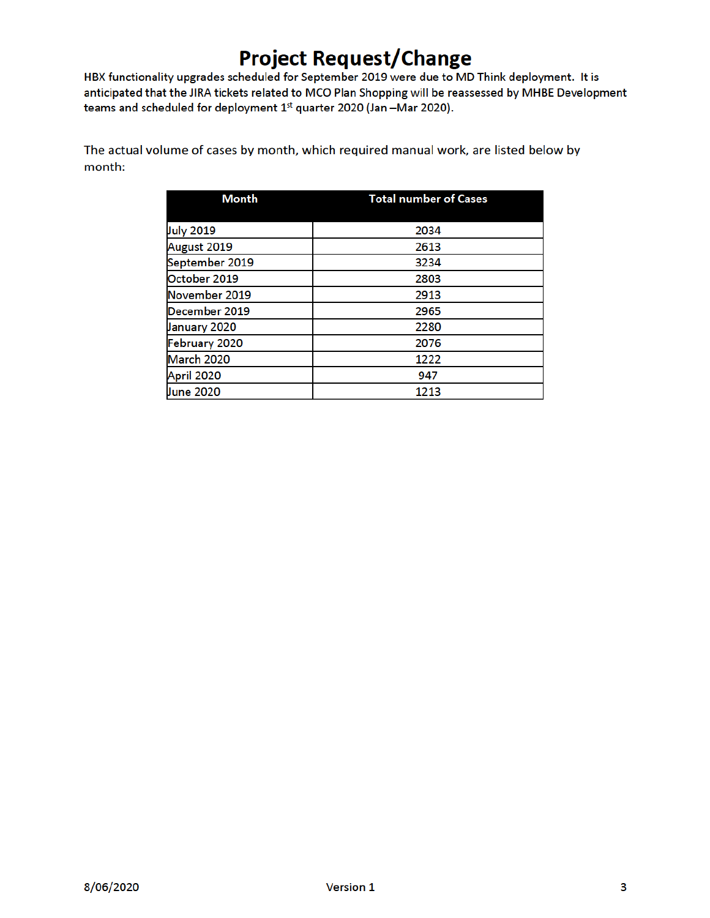# Project Request/Change

**HBX functionality upgrades scheduled for September 2019 were due to MD Think deployment. It is anticipated that the JIRA tickets related to MCO Plan Shopping will be reassessed by MHBE Development teams and scheduled for deployment 1st quarter 2020 (Jan –Mar 2020).**

The actual volume of cases by month, which required manual work, are listed below by month:

| Month | Total number of Cases |
|---|---|
| July 2019 | 2034 |
| August 2019 | 2613 |
| September 2019 | 3234 |
| October 2019 | 2803 |
| November 2019 | 2913 |
| December 2019 | 2965 |
| January 2020 | 2280 |
| February 2020 | 2076 |
| March 2020 | 1222 |
| April 2020 | 947 |
| June 2020 | 1213 |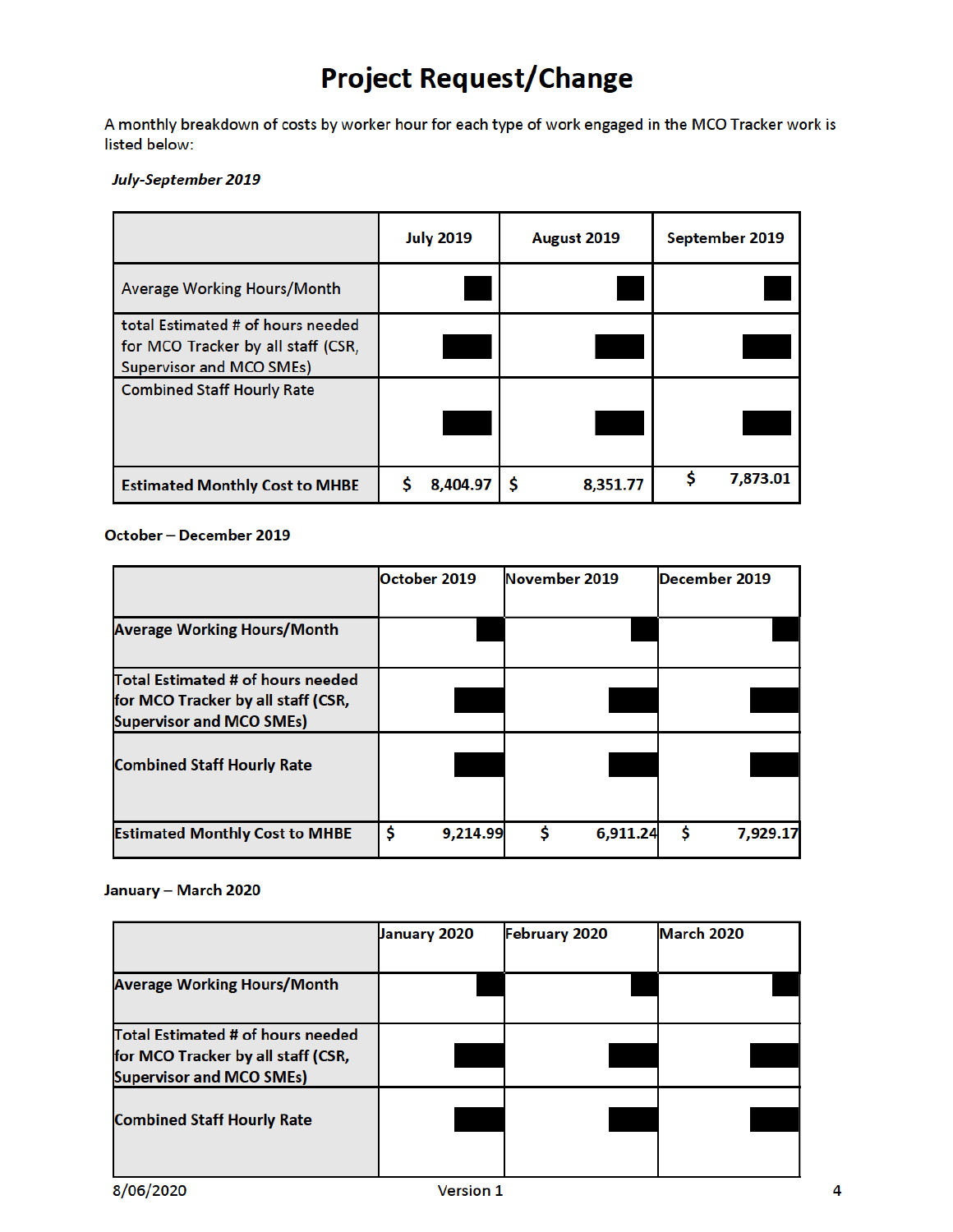# Project Request/Change

A monthly breakdown of costs by worker hour for each type of work engaged in the MCO Tracker work is listed below:

***July-September 2019***

| | July 2019 | August 2019 | September 2019 |
|---|---|---|---|
| Average Working Hours/Month | ███ | ███ | ███ |
| total Estimated # of hours needed for MCO Tracker by all staff (CSR, Supervisor and MCO SMEs) | ███ | ███ | ███ |
| Combined Staff Hourly Rate | ███ | ███ | ███ |
| **Estimated Monthly Cost to MHBE** | $ 8,404.97 | $ 8,351.77 | $ 7,873.01 |

**October – December 2019**

| | October 2019 | November 2019 | December 2019 |
|---|---|---|---|
| **Average Working Hours/Month** | ███ | ███ | ███ |
| **Total Estimated # of hours needed for MCO Tracker by all staff (CSR, Supervisor and MCO SMEs)** | ███ | ███ | ███ |
| **Combined Staff Hourly Rate** | ███ | ███ | ███ |
| **Estimated Monthly Cost to MHBE** | $ 9,214.99 | $ 6,911.24 | $ 7,929.17 |

**January – March 2020**

| | January 2020 | February 2020 | March 2020 |
|---|---|---|---|
| **Average Working Hours/Month** | ███ | ███ | ███ |
| **Total Estimated # of hours needed for MCO Tracker by all staff (CSR, Supervisor and MCO SMEs)** | ███ | ███ | ███ |
| **Combined Staff Hourly Rate** | ███ | ███ | ███ |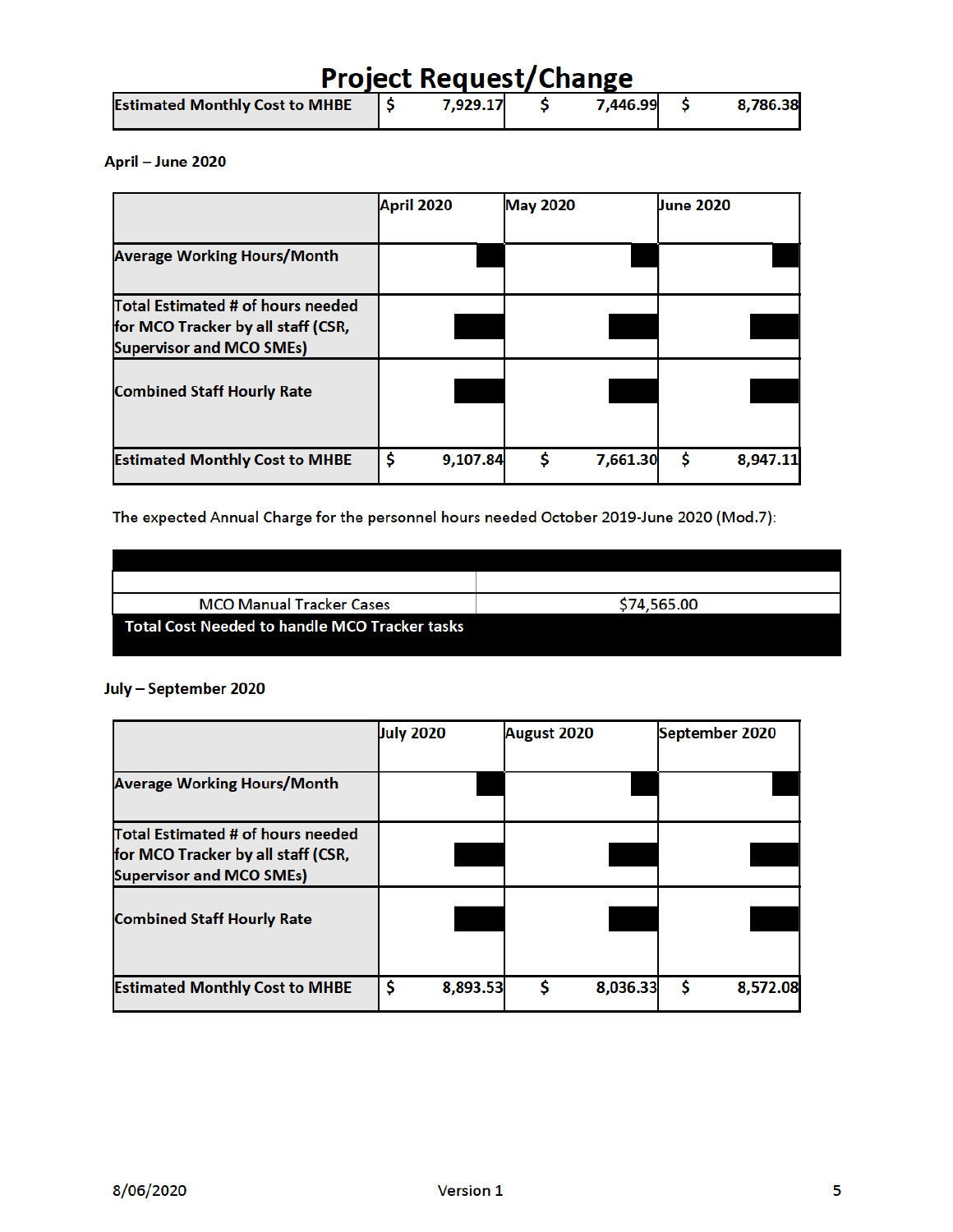# Project Request/Change

| Estimated Monthly Cost to MHBE | $ 7,929.17 | $ 7,446.99 | $ 8,786.38 |
|---|---|---|---|

**April – June 2020**

| | April 2020 | May 2020 | June 2020 |
|---|---|---|---|
| Average Working Hours/Month | | | |
| Total Estimated # of hours needed for MCO Tracker by all staff (CSR, Supervisor and MCO SMEs) | | | |
| Combined Staff Hourly Rate | | | |
| Estimated Monthly Cost to MHBE | $ 9,107.84 | $ 7,661.30 | $ 8,947.11 |

The expected Annual Charge for the personnel hours needed October 2019-June 2020 (Mod.7):

| | |
|---|---|
| | |
| MCO Manual Tracker Cases | $74,565.00 |
| Total Cost Needed to handle MCO Tracker tasks | |

**July – September 2020**

| | July 2020 | August 2020 | September 2020 |
|---|---|---|---|
| Average Working Hours/Month | | | |
| Total Estimated # of hours needed for MCO Tracker by all staff (CSR, Supervisor and MCO SMEs) | | | |
| Combined Staff Hourly Rate | | | |
| Estimated Monthly Cost to MHBE | $ 8,893.53 | $ 8,036.33 | $ 8,572.08 |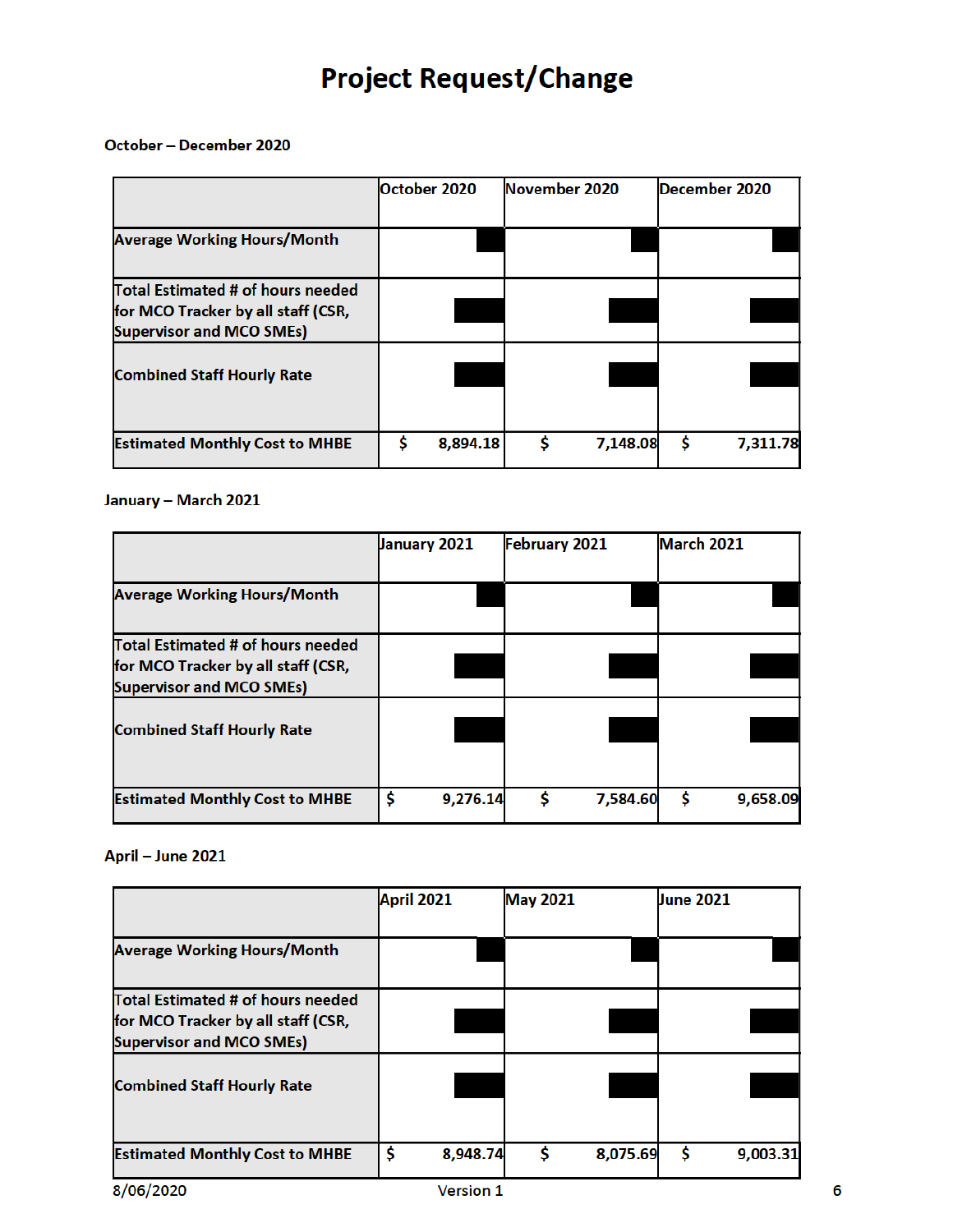# Project Request/Change

October – December 2020

| | October 2020 | November 2020 | December 2020 |
|---|---|---|---|
| Average Working Hours/Month | | | |
| Total Estimated # of hours needed for MCO Tracker by all staff (CSR, Supervisor and MCO SMEs) | | | |
| Combined Staff Hourly Rate | | | |
| Estimated Monthly Cost to MHBE | $ 8,894.18 | $ 7,148.08 | $ 7,311.78 |

January – March 2021

| | January 2021 | February 2021 | March 2021 |
|---|---|---|---|
| Average Working Hours/Month | | | |
| Total Estimated # of hours needed for MCO Tracker by all staff (CSR, Supervisor and MCO SMEs) | | | |
| Combined Staff Hourly Rate | | | |
| Estimated Monthly Cost to MHBE | $ 9,276.14 | $ 7,584.60 | $ 9,658.09 |

April – June 2021

| | April 2021 | May 2021 | June 2021 |
|---|---|---|---|
| Average Working Hours/Month | | | |
| Total Estimated # of hours needed for MCO Tracker by all staff (CSR, Supervisor and MCO SMEs) | | | |
| Combined Staff Hourly Rate | | | |
| Estimated Monthly Cost to MHBE | $ 8,948.74 | $ 8,075.69 | $ 9,003.31 |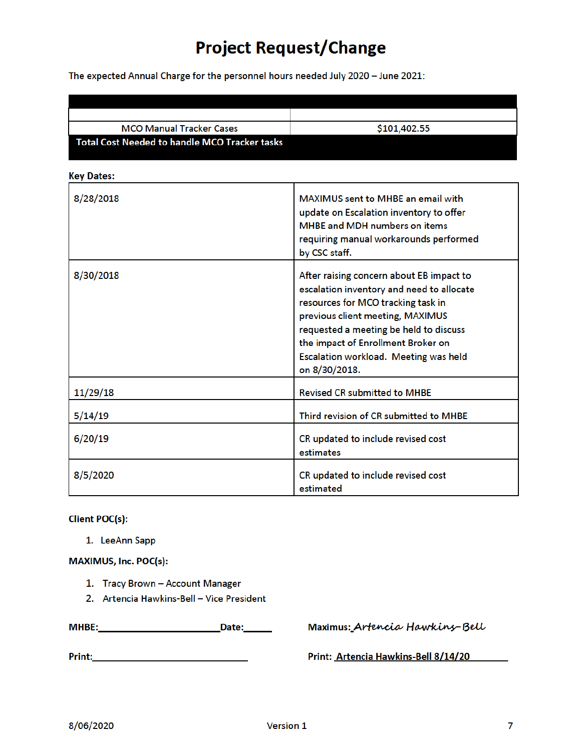# Project Request/Change

The expected Annual Charge for the personnel hours needed July 2020 – June 2021:

| | |
|---|---|
| | |
| MCO Manual Tracker Cases | $101,402.55 |
| **Total Cost Needed to handle MCO Tracker tasks** | |

**Key Dates:**

| | |
|---|---|
| 8/28/2018 | MAXIMUS sent to MHBE an email with update on Escalation inventory to offer MHBE and MDH numbers on items requiring manual workarounds performed by CSC staff. |
| 8/30/2018 | After raising concern about EB impact to escalation inventory and need to allocate resources for MCO tracking task in previous client meeting, MAXIMUS requested a meeting be held to discuss the impact of Enrollment Broker on Escalation workload. Meeting was held on 8/30/2018. |
| 11/29/18 | Revised CR submitted to MHBE |
| 5/14/19 | Third revision of CR submitted to MHBE |
| 6/20/19 | CR updated to include revised cost estimates |
| 8/5/2020 | CR updated to include revised cost estimated |

**Client POC(s):**

1. LeeAnn Sapp

**MAXIMUS, Inc. POC(s):**

1. Tracy Brown – Account Manager
2. Artencia Hawkins-Bell – Vice President

**MHBE:**\_\_\_\_\_\_\_\_\_\_\_\_\_\_\_\_\_\_\_\_\_\_\_ **Date:**\_\_\_\_\_\_ **Maximus:** Artencia Hawkins-Bell

**Print:**\_\_\_\_\_\_\_\_\_\_\_\_\_\_\_\_\_\_\_\_\_\_\_\_\_\_\_\_\_\_ **Print:** Artencia Hawkins-Bell 8/14/20

8/06/2020 Version 1